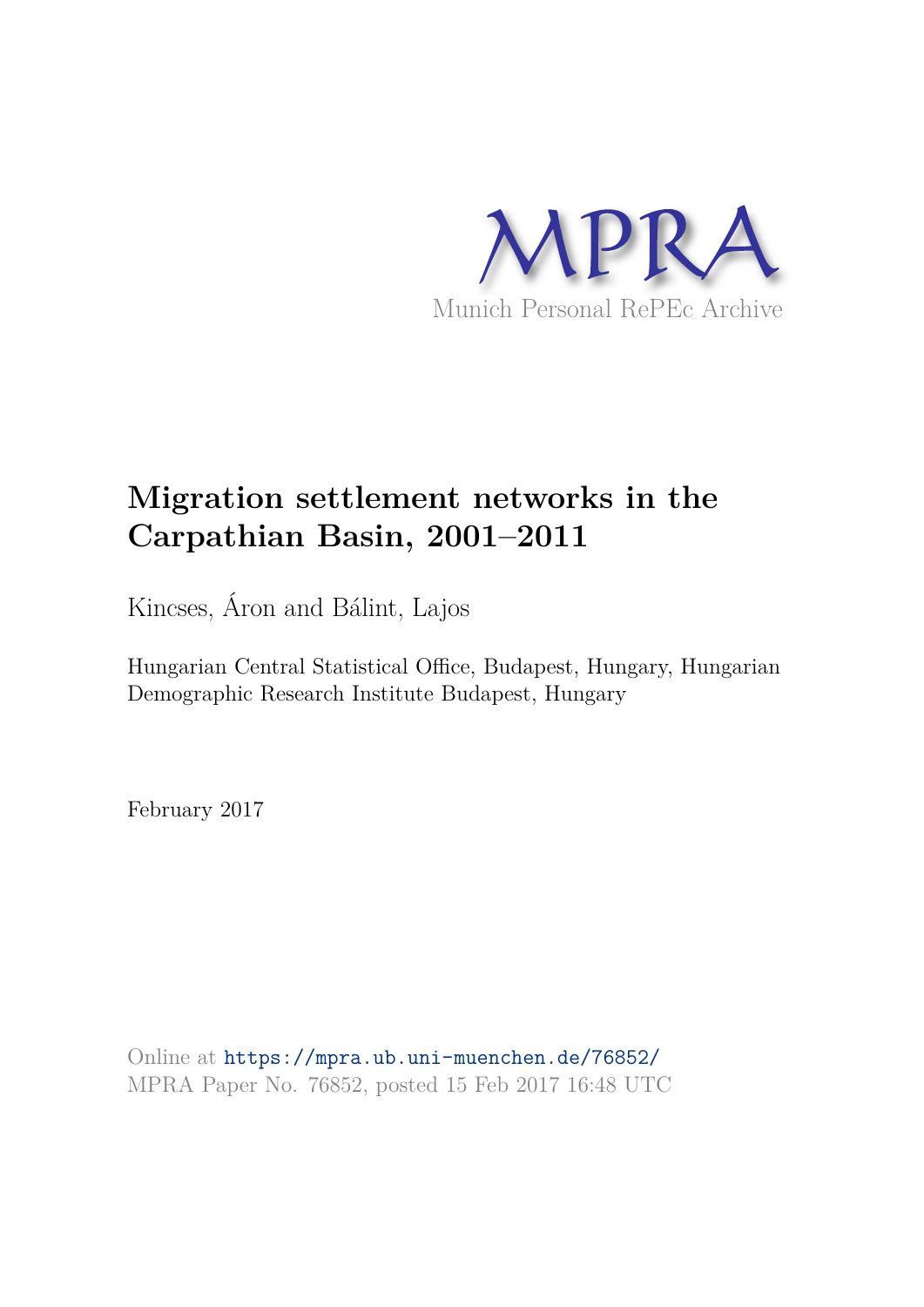MPRA

Munich Personal RePEc Archive

# Migration settlement networks in the Carpathian Basin, 2001–2011

Kincses, Áron and Bálint, Lajos

Hungarian Central Statistical Office, Budapest, Hungary, Hungarian Demographic Research Institute Budapest, Hungary

February 2017

Online at https://mpra.ub.uni-muenchen.de/76852/
MPRA Paper No. 76852, posted 15 Feb 2017 16:48 UTC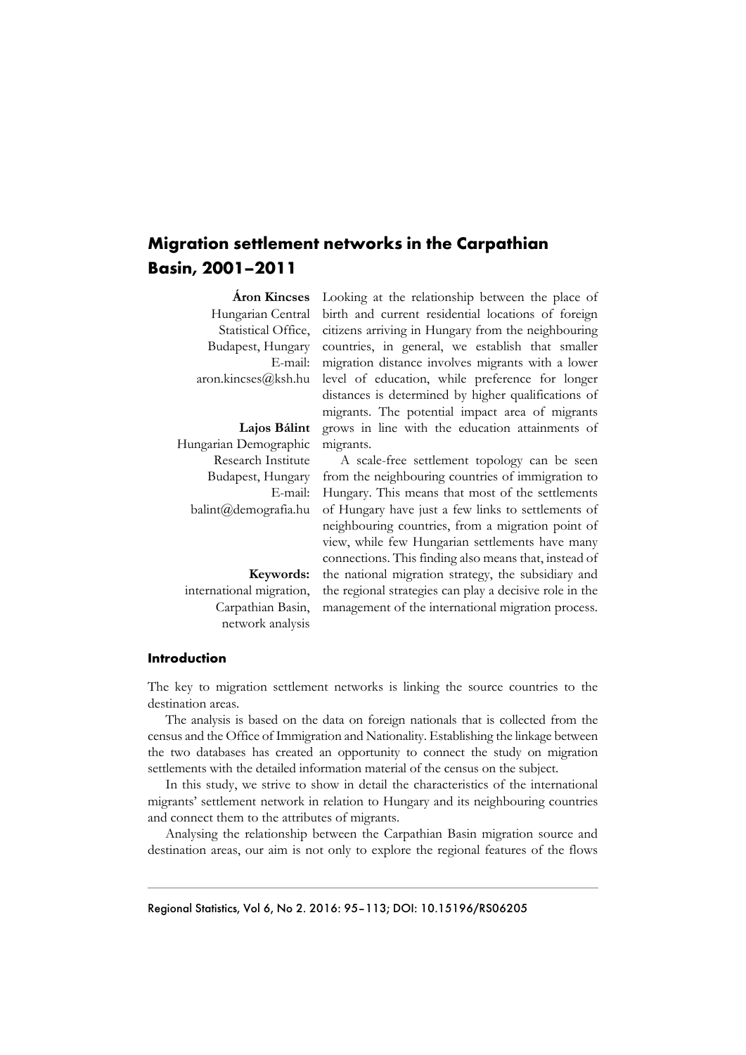# Migration settlement networks in the Carpathian Basin, 2001–2011

**Áron Kincses**
Hungarian Central Statistical Office,
Budapest, Hungary
E-mail: aron.kincses@ksh.hu

**Lajos Bálint**
Hungarian Demographic Research Institute
Budapest, Hungary
E-mail: balint@demografia.hu

**Keywords:**
international migration, Carpathian Basin, network analysis

Looking at the relationship between the place of birth and current residential locations of foreign citizens arriving in Hungary from the neighbouring countries, in general, we establish that smaller migration distance involves migrants with a lower level of education, while preference for longer distances is determined by higher qualifications of migrants. The potential impact area of migrants grows in line with the education attainments of migrants.

A scale-free settlement topology can be seen from the neighbouring countries of immigration to Hungary. This means that most of the settlements of Hungary have just a few links to settlements of neighbouring countries, from a migration point of view, while few Hungarian settlements have many connections. This finding also means that, instead of the national migration strategy, the subsidiary and the regional strategies can play a decisive role in the management of the international migration process.

## Introduction

The key to migration settlement networks is linking the source countries to the destination areas.

The analysis is based on the data on foreign nationals that is collected from the census and the Office of Immigration and Nationality. Establishing the linkage between the two databases has created an opportunity to connect the study on migration settlements with the detailed information material of the census on the subject.

In this study, we strive to show in detail the characteristics of the international migrants' settlement network in relation to Hungary and its neighbouring countries and connect them to the attributes of migrants.

Analysing the relationship between the Carpathian Basin migration source and destination areas, our aim is not only to explore the regional features of the flows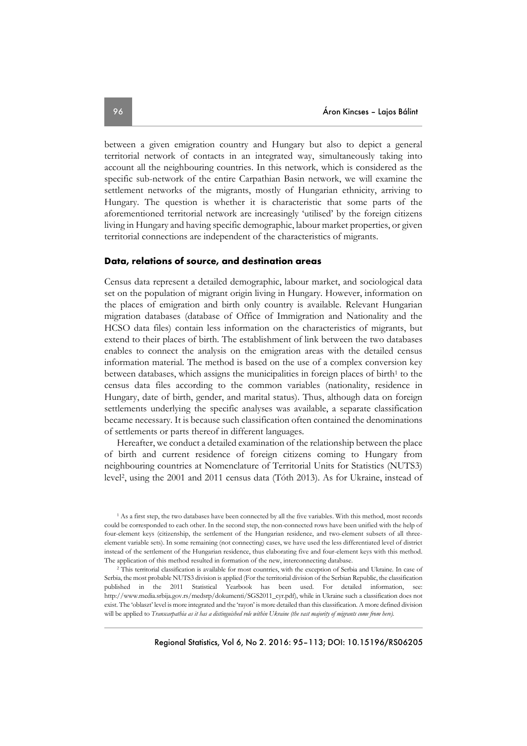between a given emigration country and Hungary but also to depict a general territorial network of contacts in an integrated way, simultaneously taking into account all the neighbouring countries. In this network, which is considered as the specific sub-network of the entire Carpathian Basin network, we will examine the settlement networks of the migrants, mostly of Hungarian ethnicity, arriving to Hungary. The question is whether it is characteristic that some parts of the aforementioned territorial network are increasingly 'utilised' by the foreign citizens living in Hungary and having specific demographic, labour market properties, or given territorial connections are independent of the characteristics of migrants.

## Data, relations of source, and destination areas

Census data represent a detailed demographic, labour market, and sociological data set on the population of migrant origin living in Hungary. However, information on the places of emigration and birth only country is available. Relevant Hungarian migration databases (database of Office of Immigration and Nationality and the HCSO data files) contain less information on the characteristics of migrants, but extend to their places of birth. The establishment of link between the two databases enables to connect the analysis on the emigration areas with the detailed census information material. The method is based on the use of a complex conversion key between databases, which assigns the municipalities in foreign places of birth[1] to the census data files according to the common variables (nationality, residence in Hungary, date of birth, gender, and marital status). Thus, although data on foreign settlements underlying the specific analyses was available, a separate classification became necessary. It is because such classification often contained the denominations of settlements or parts thereof in different languages.

Hereafter, we conduct a detailed examination of the relationship between the place of birth and current residence of foreign citizens coming to Hungary from neighbouring countries at Nomenclature of Territorial Units for Statistics (NUTS3) level[2], using the 2001 and 2011 census data (Tóth 2013). As for Ukraine, instead of

[1] As a first step, the two databases have been connected by all the five variables. With this method, most records could be corresponded to each other. In the second step, the non-connected rows have been unified with the help of four-element keys (citizenship, the settlement of the Hungarian residence, and two-element subsets of all three-element variable sets). In some remaining (not connecting) cases, we have used the less differentiated level of district instead of the settlement of the Hungarian residence, thus elaborating five and four-element keys with this method. The application of this method resulted in formation of the new, interconnecting database.

[2] This territorial classification is available for most countries, with the exception of Serbia and Ukraine. In case of Serbia, the most probable NUTS3 division is applied (For the territorial division of the Serbian Republic, the classification published in the 2011 Statistical Yearbook has been used. For detailed information, see: http://www.media.srbija.gov.rs/medsrp/dokumenti/SGS2011_cyr.pdf), while in Ukraine such a classification does not exist. The 'oblaszt' level is more integrated and the 'rayon' is more detailed than this classification. A more defined division will be applied to *Transcarpathia as it has a distinguished role within Ukraine (the vast majority of migrants come from here).*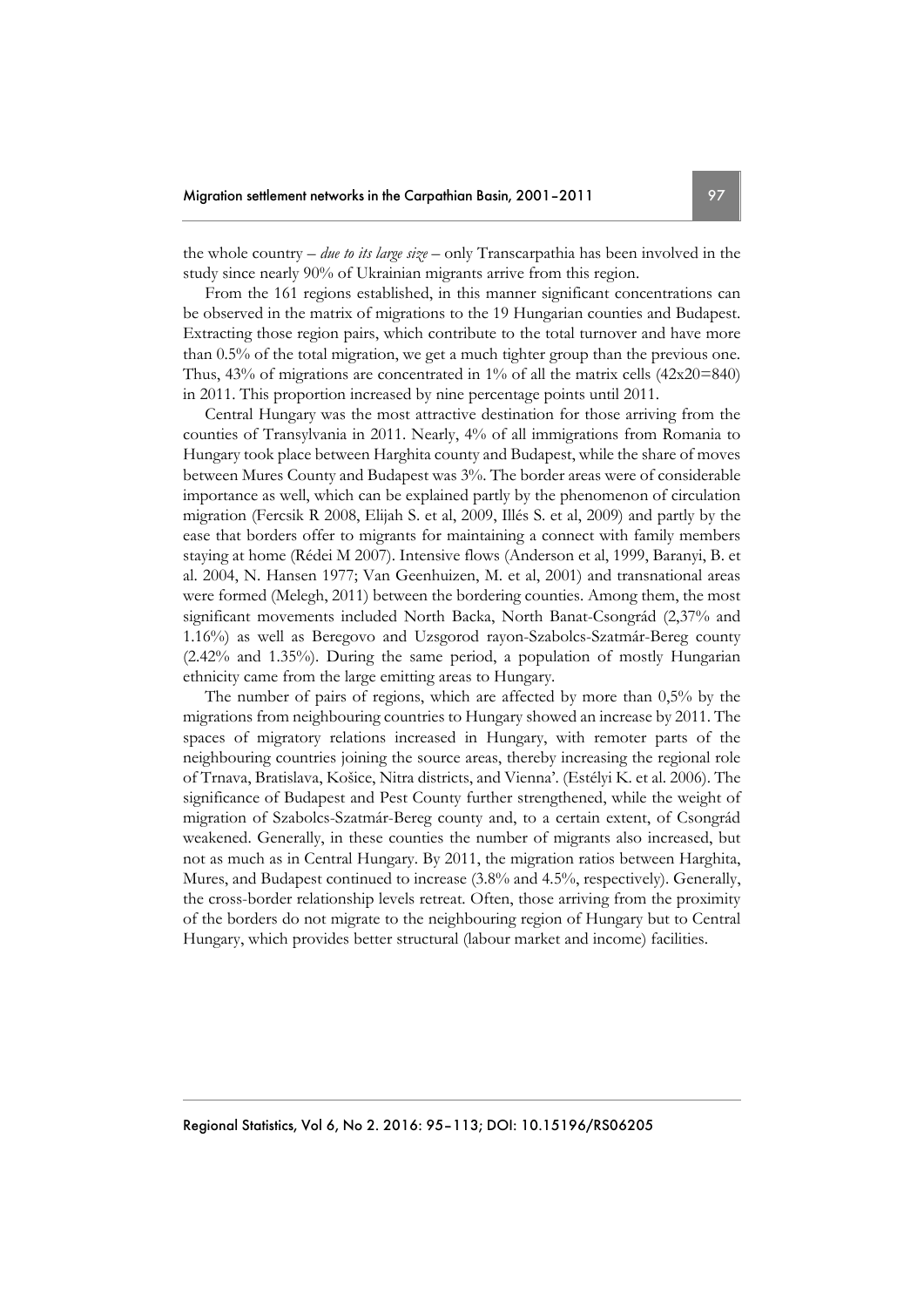the whole country – *due to its large size* – only Transcarpathia has been involved in the study since nearly 90% of Ukrainian migrants arrive from this region.

From the 161 regions established, in this manner significant concentrations can be observed in the matrix of migrations to the 19 Hungarian counties and Budapest. Extracting those region pairs, which contribute to the total turnover and have more than 0.5% of the total migration, we get a much tighter group than the previous one. Thus, 43% of migrations are concentrated in 1% of all the matrix cells (42x20=840) in 2011. This proportion increased by nine percentage points until 2011.

Central Hungary was the most attractive destination for those arriving from the counties of Transylvania in 2011. Nearly, 4% of all immigrations from Romania to Hungary took place between Harghita county and Budapest, while the share of moves between Mures County and Budapest was 3%. The border areas were of considerable importance as well, which can be explained partly by the phenomenon of circulation migration (Fercsik R 2008, Elijah S. et al, 2009, Illés S. et al, 2009) and partly by the ease that borders offer to migrants for maintaining a connect with family members staying at home (Rédei M 2007). Intensive flows (Anderson et al, 1999, Baranyi, B. et al. 2004, N. Hansen 1977; Van Geenhuizen, M. et al, 2001) and transnational areas were formed (Melegh, 2011) between the bordering counties. Among them, the most significant movements included North Backa, North Banat-Csongrád (2,37% and 1.16%) as well as Beregovo and Uzsgorod rayon-Szabolcs-Szatmár-Bereg county (2.42% and 1.35%). During the same period, a population of mostly Hungarian ethnicity came from the large emitting areas to Hungary.

The number of pairs of regions, which are affected by more than 0,5% by the migrations from neighbouring countries to Hungary showed an increase by 2011. The spaces of migratory relations increased in Hungary, with remoter parts of the neighbouring countries joining the source areas, thereby increasing the regional role of Trnava, Bratislava, Košice, Nitra districts, and Vienna'. (Estélyi K. et al. 2006). The significance of Budapest and Pest County further strengthened, while the weight of migration of Szabolcs-Szatmár-Bereg county and, to a certain extent, of Csongrád weakened. Generally, in these counties the number of migrants also increased, but not as much as in Central Hungary. By 2011, the migration ratios between Harghita, Mures, and Budapest continued to increase (3.8% and 4.5%, respectively). Generally, the cross-border relationship levels retreat. Often, those arriving from the proximity of the borders do not migrate to the neighbouring region of Hungary but to Central Hungary, which provides better structural (labour market and income) facilities.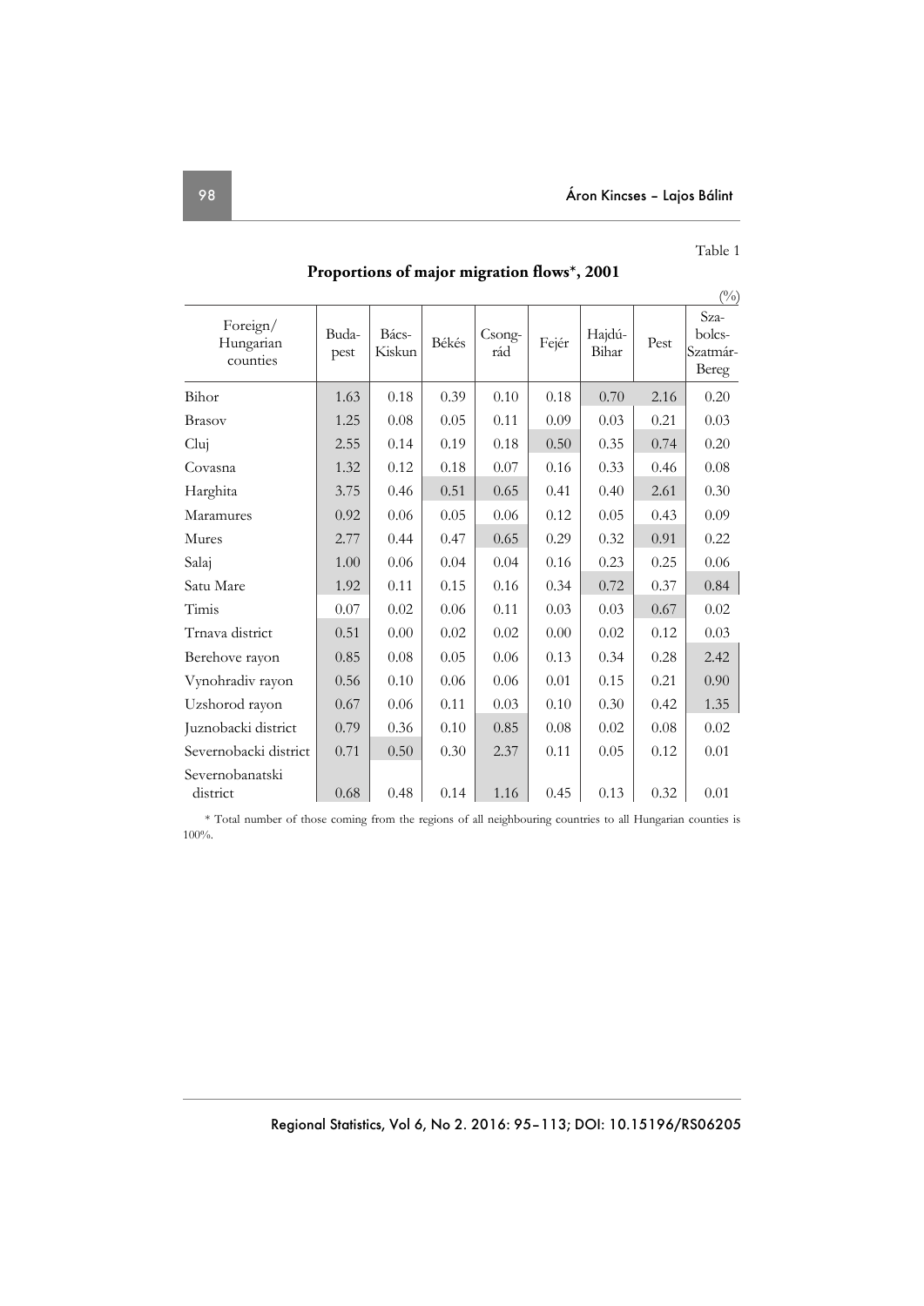Table 1

**Proportions of major migration flows*, 2001**

(%)

| Foreign/ Hungarian counties | Buda-pest | Bács-Kiskun | Békés | Csong-rád | Fejér | Hajdú-Bihar | Pest | Sza-bolcs-Szatmár-Bereg |
|---|---|---|---|---|---|---|---|---|
| Bihor | 1.63 | 0.18 | 0.39 | 0.10 | 0.18 | 0.70 | 2.16 | 0.20 |
| Brasov | 1.25 | 0.08 | 0.05 | 0.11 | 0.09 | 0.03 | 0.21 | 0.03 |
| Cluj | 2.55 | 0.14 | 0.19 | 0.18 | 0.50 | 0.35 | 0.74 | 0.20 |
| Covasna | 1.32 | 0.12 | 0.18 | 0.07 | 0.16 | 0.33 | 0.46 | 0.08 |
| Harghita | 3.75 | 0.46 | 0.51 | 0.65 | 0.41 | 0.40 | 2.61 | 0.30 |
| Maramures | 0.92 | 0.06 | 0.05 | 0.06 | 0.12 | 0.05 | 0.43 | 0.09 |
| Mures | 2.77 | 0.44 | 0.47 | 0.65 | 0.29 | 0.32 | 0.91 | 0.22 |
| Salaj | 1.00 | 0.06 | 0.04 | 0.04 | 0.16 | 0.23 | 0.25 | 0.06 |
| Satu Mare | 1.92 | 0.11 | 0.15 | 0.16 | 0.34 | 0.72 | 0.37 | 0.84 |
| Timis | 0.07 | 0.02 | 0.06 | 0.11 | 0.03 | 0.03 | 0.67 | 0.02 |
| Trnava district | 0.51 | 0.00 | 0.02 | 0.02 | 0.00 | 0.02 | 0.12 | 0.03 |
| Berehove rayon | 0.85 | 0.08 | 0.05 | 0.06 | 0.13 | 0.34 | 0.28 | 2.42 |
| Vynohradiv rayon | 0.56 | 0.10 | 0.06 | 0.06 | 0.01 | 0.15 | 0.21 | 0.90 |
| Uzshorod rayon | 0.67 | 0.06 | 0.11 | 0.03 | 0.10 | 0.30 | 0.42 | 1.35 |
| Juznobacki district | 0.79 | 0.36 | 0.10 | 0.85 | 0.08 | 0.02 | 0.08 | 0.02 |
| Severnobacki district | 0.71 | 0.50 | 0.30 | 2.37 | 0.11 | 0.05 | 0.12 | 0.01 |
| Severnobanatski district | 0.68 | 0.48 | 0.14 | 1.16 | 0.45 | 0.13 | 0.32 | 0.01 |

* Total number of those coming from the regions of all neighbouring countries to all Hungarian counties is 100%.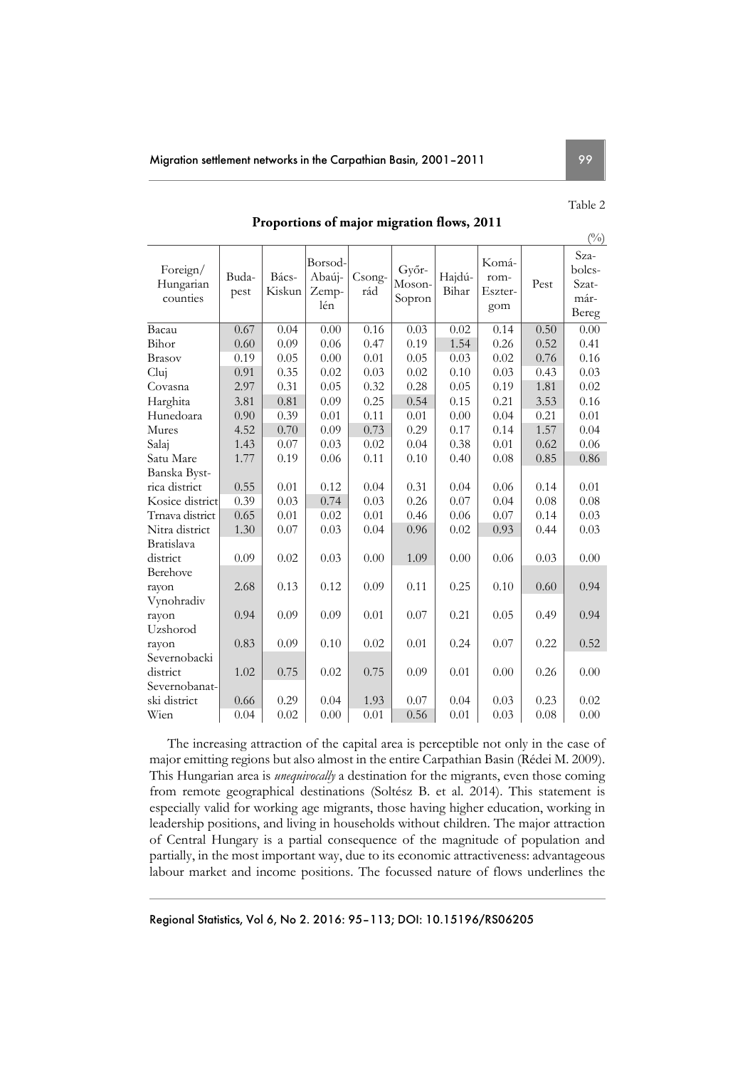Table 2

**Proportions of major migration flows, 2011**

(%)

| Foreign/ Hungarian counties | Budapest | Bács-Kiskun | Borsod-Abaúj-Zemplén | Csongrád | Győr-Moson-Sopron | Hajdú-Bihar | Komárom-Esztergom | Pest | Szabolcs-Szatmár-Bereg |
|---|---|---|---|---|---|---|---|---|---|
| Bacau | 0.67 | 0.04 | 0.00 | 0.16 | 0.03 | 0.02 | 0.14 | 0.50 | 0.00 |
| Bihor | 0.60 | 0.09 | 0.06 | 0.47 | 0.19 | 1.54 | 0.26 | 0.52 | 0.41 |
| Brasov | 0.19 | 0.05 | 0.00 | 0.01 | 0.05 | 0.03 | 0.02 | 0.76 | 0.16 |
| Cluj | 0.91 | 0.35 | 0.02 | 0.03 | 0.02 | 0.10 | 0.03 | 0.43 | 0.03 |
| Covasna | 2.97 | 0.31 | 0.05 | 0.32 | 0.28 | 0.05 | 0.19 | 1.81 | 0.02 |
| Harghita | 3.81 | 0.81 | 0.09 | 0.25 | 0.54 | 0.15 | 0.21 | 3.53 | 0.16 |
| Hunedoara | 0.90 | 0.39 | 0.01 | 0.11 | 0.01 | 0.00 | 0.04 | 0.21 | 0.01 |
| Mures | 4.52 | 0.70 | 0.09 | 0.73 | 0.29 | 0.17 | 0.14 | 1.57 | 0.04 |
| Salaj | 1.43 | 0.07 | 0.03 | 0.02 | 0.04 | 0.38 | 0.01 | 0.62 | 0.06 |
| Satu Mare | 1.77 | 0.19 | 0.06 | 0.11 | 0.10 | 0.40 | 0.08 | 0.85 | 0.86 |
| Banska Bystrica district | 0.55 | 0.01 | 0.12 | 0.04 | 0.31 | 0.04 | 0.06 | 0.14 | 0.01 |
| Kosice district | 0.39 | 0.03 | 0.74 | 0.03 | 0.26 | 0.07 | 0.04 | 0.08 | 0.08 |
| Trnava district | 0.65 | 0.01 | 0.02 | 0.01 | 0.46 | 0.06 | 0.07 | 0.14 | 0.03 |
| Nitra district | 1.30 | 0.07 | 0.03 | 0.04 | 0.96 | 0.02 | 0.93 | 0.44 | 0.03 |
| Bratislava district | 0.09 | 0.02 | 0.03 | 0.00 | 1.09 | 0.00 | 0.06 | 0.03 | 0.00 |
| Berehove rayon | 2.68 | 0.13 | 0.12 | 0.09 | 0.11 | 0.25 | 0.10 | 0.60 | 0.94 |
| Vynohradiv rayon | 0.94 | 0.09 | 0.09 | 0.01 | 0.07 | 0.21 | 0.05 | 0.49 | 0.94 |
| Uzshorod rayon | 0.83 | 0.09 | 0.10 | 0.02 | 0.01 | 0.24 | 0.07 | 0.22 | 0.52 |
| Severnobacki district | 1.02 | 0.75 | 0.02 | 0.75 | 0.09 | 0.01 | 0.00 | 0.26 | 0.00 |
| Severnobanatski district | 0.66 | 0.29 | 0.04 | 1.93 | 0.07 | 0.04 | 0.03 | 0.23 | 0.02 |
| Wien | 0.04 | 0.02 | 0.00 | 0.01 | 0.56 | 0.01 | 0.03 | 0.08 | 0.00 |

The increasing attraction of the capital area is perceptible not only in the case of major emitting regions but also almost in the entire Carpathian Basin (Rédei M. 2009). This Hungarian area is *unequivocally* a destination for the migrants, even those coming from remote geographical destinations (Soltész B. et al. 2014). This statement is especially valid for working age migrants, those having higher education, working in leadership positions, and living in households without children. The major attraction of Central Hungary is a partial consequence of the magnitude of population and partially, in the most important way, due to its economic attractiveness: advantageous labour market and income positions. The focussed nature of flows underlines the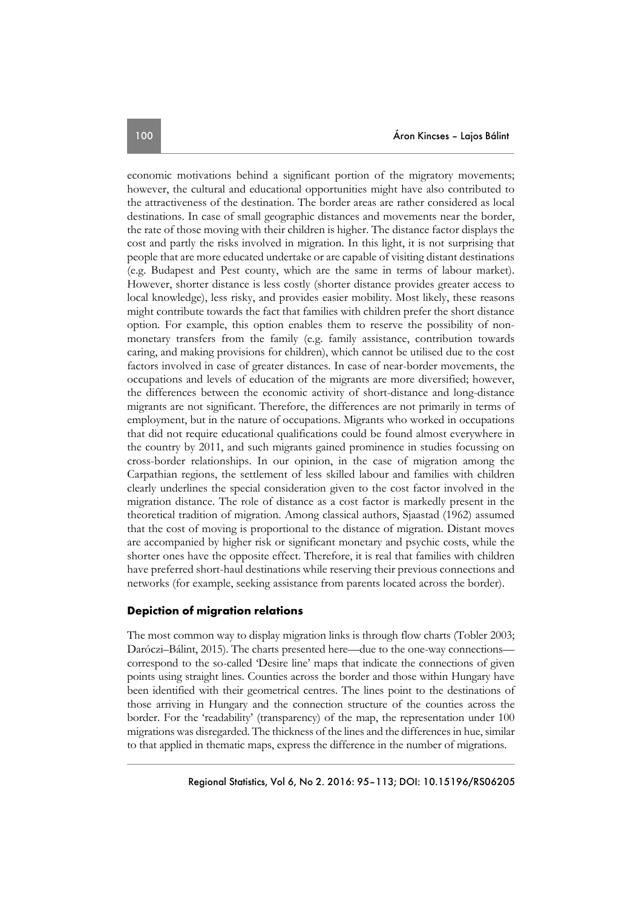economic motivations behind a significant portion of the migratory movements; however, the cultural and educational opportunities might have also contributed to the attractiveness of the destination. The border areas are rather considered as local destinations. In case of small geographic distances and movements near the border, the rate of those moving with their children is higher. The distance factor displays the cost and partly the risks involved in migration. In this light, it is not surprising that people that are more educated undertake or are capable of visiting distant destinations (e.g. Budapest and Pest county, which are the same in terms of labour market). However, shorter distance is less costly (shorter distance provides greater access to local knowledge), less risky, and provides easier mobility. Most likely, these reasons might contribute towards the fact that families with children prefer the short distance option. For example, this option enables them to reserve the possibility of non-monetary transfers from the family (e.g. family assistance, contribution towards caring, and making provisions for children), which cannot be utilised due to the cost factors involved in case of greater distances. In case of near-border movements, the occupations and levels of education of the migrants are more diversified; however, the differences between the economic activity of short-distance and long-distance migrants are not significant. Therefore, the differences are not primarily in terms of employment, but in the nature of occupations. Migrants who worked in occupations that did not require educational qualifications could be found almost everywhere in the country by 2011, and such migrants gained prominence in studies focussing on cross-border relationships. In our opinion, in the case of migration among the Carpathian regions, the settlement of less skilled labour and families with children clearly underlines the special consideration given to the cost factor involved in the migration distance. The role of distance as a cost factor is markedly present in the theoretical tradition of migration. Among classical authors, Sjaastad (1962) assumed that the cost of moving is proportional to the distance of migration. Distant moves are accompanied by higher risk or significant monetary and psychic costs, while the shorter ones have the opposite effect. Therefore, it is real that families with children have preferred short-haul destinations while reserving their previous connections and networks (for example, seeking assistance from parents located across the border).

## Depiction of migration relations

The most common way to display migration links is through flow charts (Tobler 2003; Daróczi–Bálint, 2015). The charts presented here—due to the one-way connections—correspond to the so-called 'Desire line' maps that indicate the connections of given points using straight lines. Counties across the border and those within Hungary have been identified with their geometrical centres. The lines point to the destinations of those arriving in Hungary and the connection structure of the counties across the border. For the 'readability' (transparency) of the map, the representation under 100 migrations was disregarded. The thickness of the lines and the differences in hue, similar to that applied in thematic maps, express the difference in the number of migrations.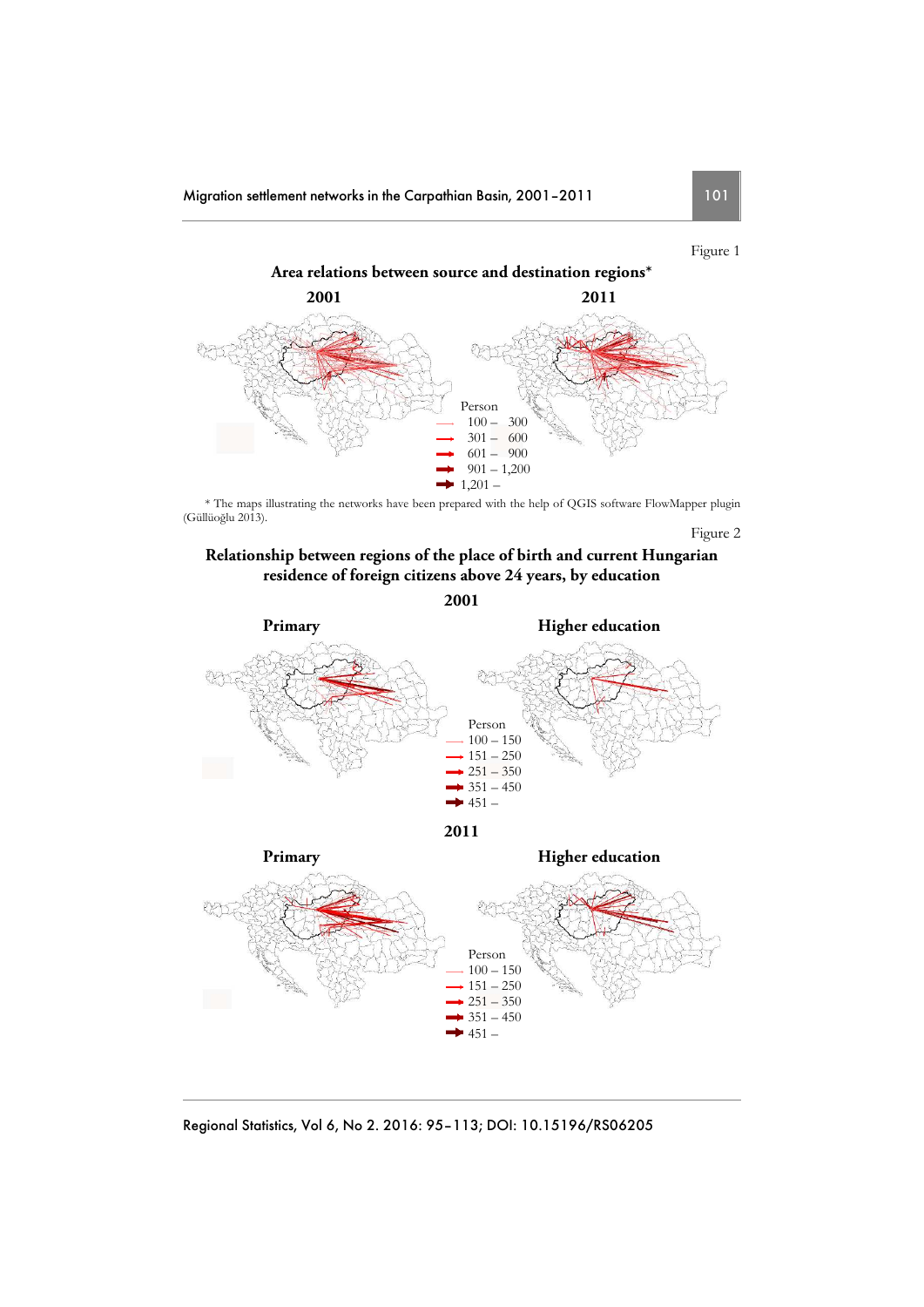Figure 1

**Area relations between source and destination regions***

**2001** **2011**

Person

100 – 300

301 – 600

601 – 900

901 – 1,200

1,201 –

\* The maps illustrating the networks have been prepared with the help of QGIS software FlowMapper plugin (Güllüoğlu 2013).

Figure 2

**Relationship between regions of the place of birth and current Hungarian residence of foreign citizens above 24 years, by education**

**2001**

**Primary** **Higher education**

Person

100 – 150

151 – 250

251 – 350

351 – 450

451 –

**2011**

**Primary** **Higher education**

Person

100 – 150

151 – 250

251 – 350

351 – 450

451 –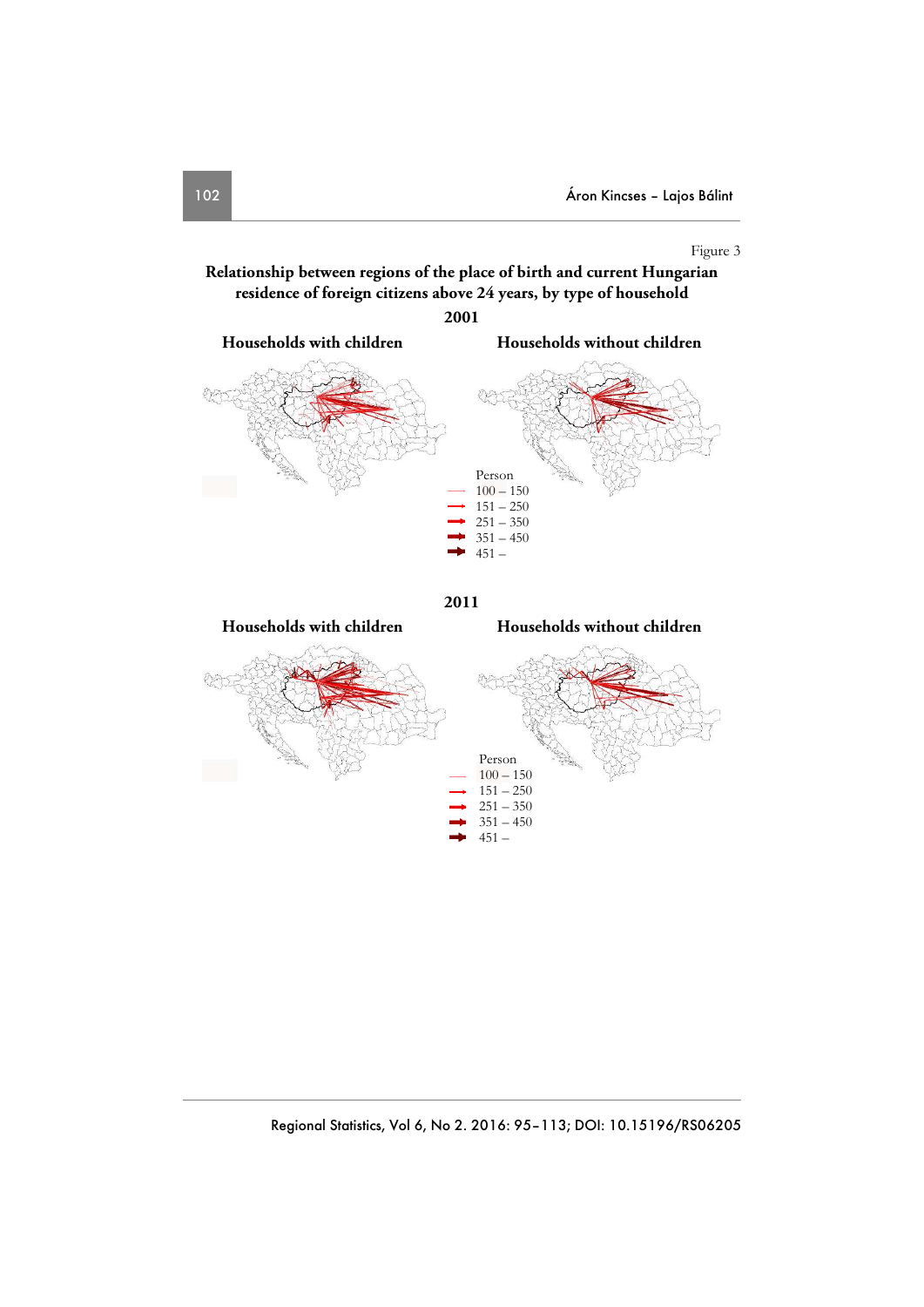Figure 3

**Relationship between regions of the place of birth and current Hungarian residence of foreign citizens above 24 years, by type of household**

**2001**

**Households with children** | **Households without children**

Person
- 100 – 150
- 151 – 250
- 251 – 350
- 351 – 450
- 451 –

**2011**

**Households with children** | **Households without children**

Person
- 100 – 150
- 151 – 250
- 251 – 350
- 351 – 450
- 451 –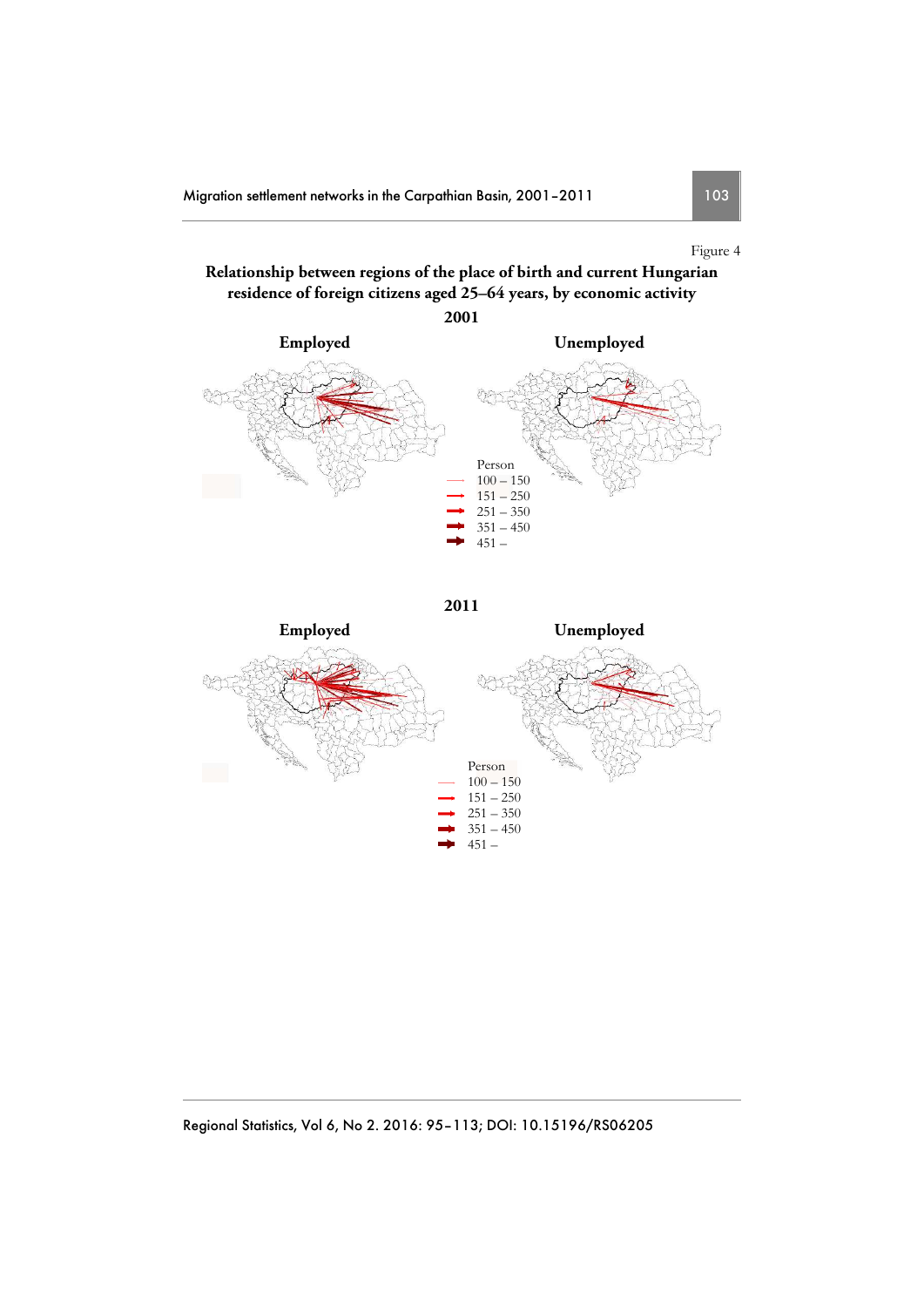Figure 4

**Relationship between regions of the place of birth and current Hungarian residence of foreign citizens aged 25–64 years, by economic activity**

**2001**

**Employed** **Unemployed**

Person
100 – 150
151 – 250
251 – 350
351 – 450
451 –

**2011**

**Employed** **Unemployed**

Person
100 – 150
151 – 250
251 – 350
351 – 450
451 –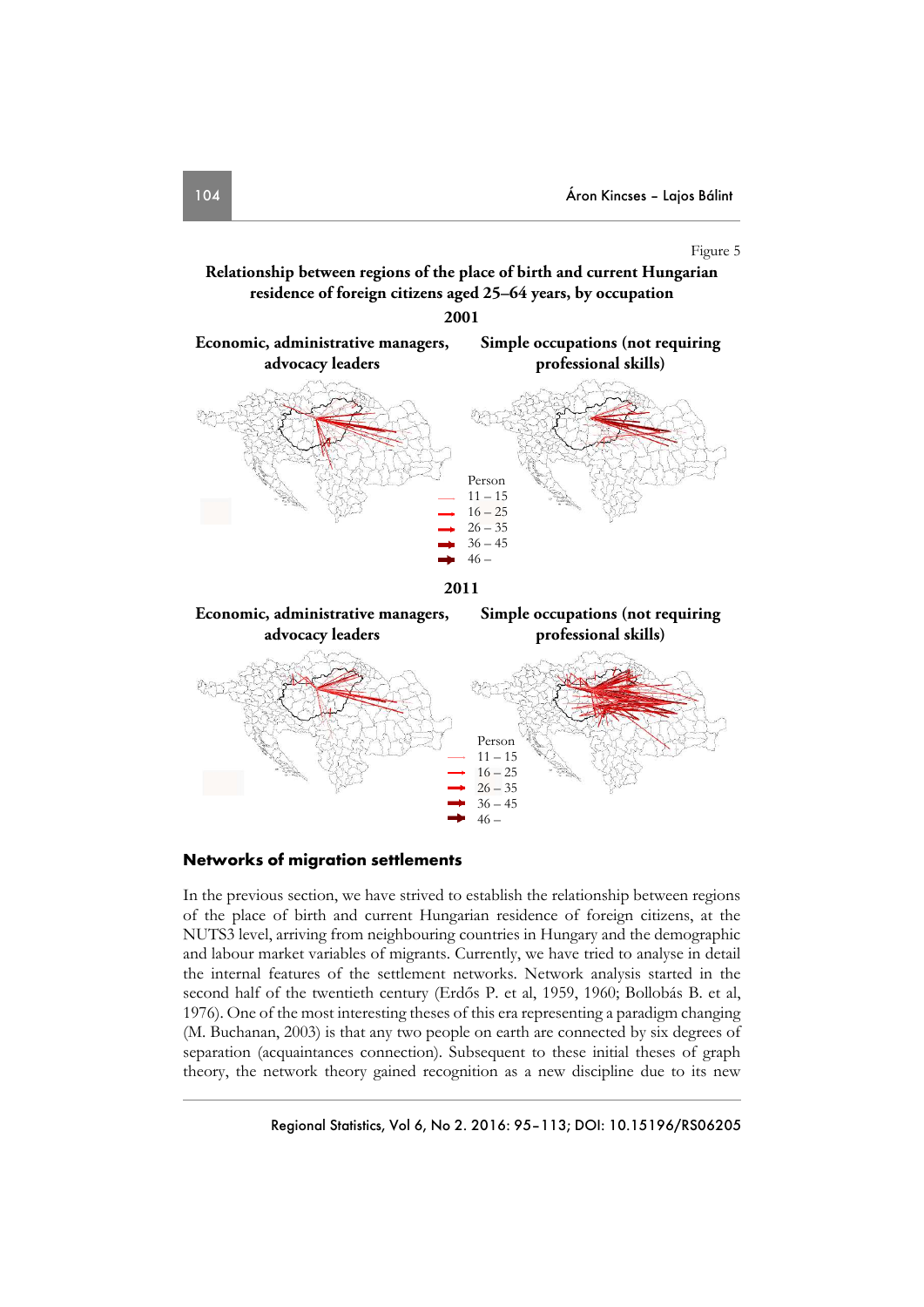Figure 5

**Relationship between regions of the place of birth and current Hungarian residence of foreign citizens aged 25–64 years, by occupation**

**2001**

**Economic, administrative managers, advocacy leaders** | **Simple occupations (not requiring professional skills)**

Person
11 – 15
16 – 25
26 – 35
36 – 45
46 –

**2011**

**Economic, administrative managers, advocacy leaders** | **Simple occupations (not requiring professional skills)**

Person
11 – 15
16 – 25
26 – 35
36 – 45
46 –

## Networks of migration settlements

In the previous section, we have strived to establish the relationship between regions of the place of birth and current Hungarian residence of foreign citizens, at the NUTS3 level, arriving from neighbouring countries in Hungary and the demographic and labour market variables of migrants. Currently, we have tried to analyse in detail the internal features of the settlement networks. Network analysis started in the second half of the twentieth century (Erdős P. et al, 1959, 1960; Bollobás B. et al, 1976). One of the most interesting theses of this era representing a paradigm changing (M. Buchanan, 2003) is that any two people on earth are connected by six degrees of separation (acquaintances connection). Subsequent to these initial theses of graph theory, the network theory gained recognition as a new discipline due to its new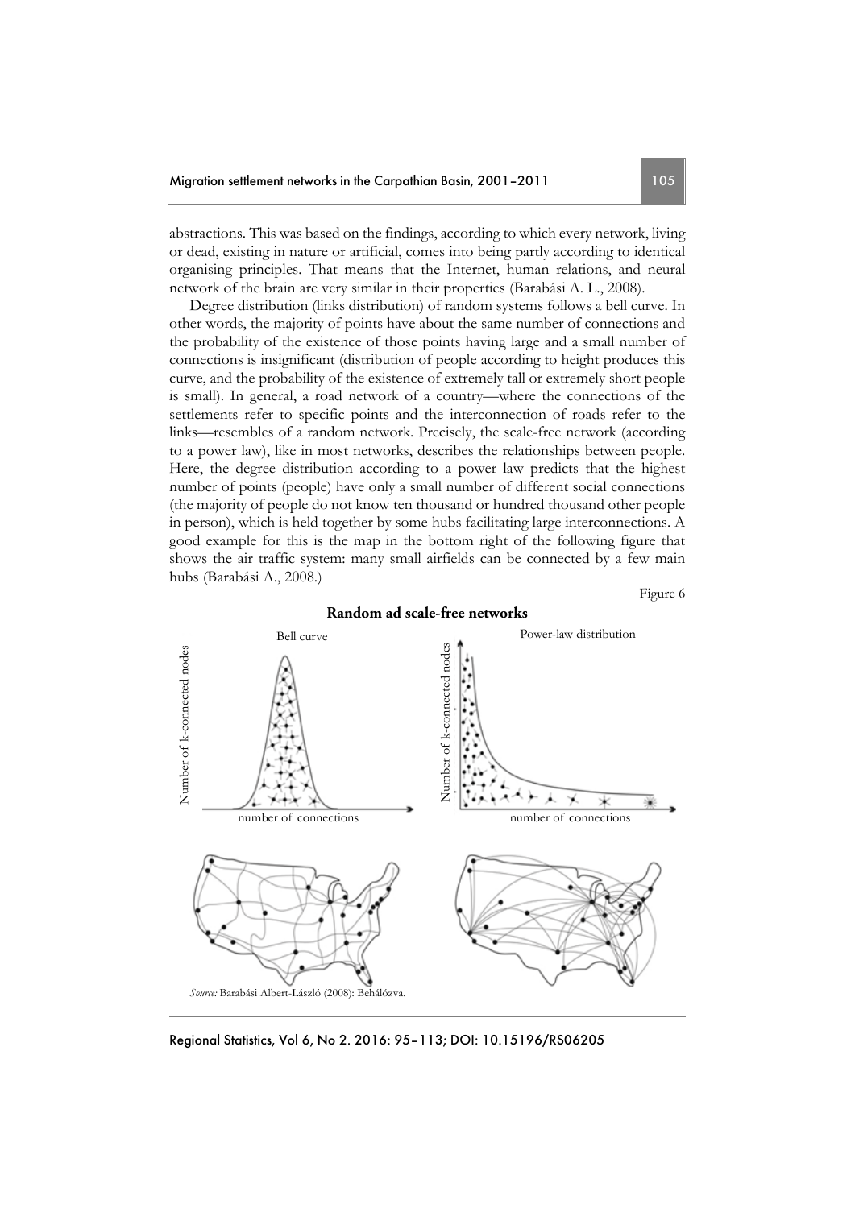abstractions. This was based on the findings, according to which every network, living or dead, existing in nature or artificial, comes into being partly according to identical organising principles. That means that the Internet, human relations, and neural network of the brain are very similar in their properties (Barabási A. L., 2008).

Degree distribution (links distribution) of random systems follows a bell curve. In other words, the majority of points have about the same number of connections and the probability of the existence of those points having large and a small number of connections is insignificant (distribution of people according to height produces this curve, and the probability of the existence of extremely tall or extremely short people is small). In general, a road network of a country—where the connections of the settlements refer to specific points and the interconnection of roads refer to the links—resembles of a random network. Precisely, the scale-free network (according to a power law), like in most networks, describes the relationships between people. Here, the degree distribution according to a power law predicts that the highest number of points (people) have only a small number of different social connections (the majority of people do not know ten thousand or hundred thousand other people in person), which is held together by some hubs facilitating large interconnections. A good example for this is the map in the bottom right of the following figure that shows the air traffic system: many small airfields can be connected by a few main hubs (Barabási A., 2008.)

Figure 6

**Random ad scale-free networks**

Bell curve | Power-law distribution

Number of k-connected nodes — number of connections

*Source:* Barabási Albert-László (2008): Behálózva.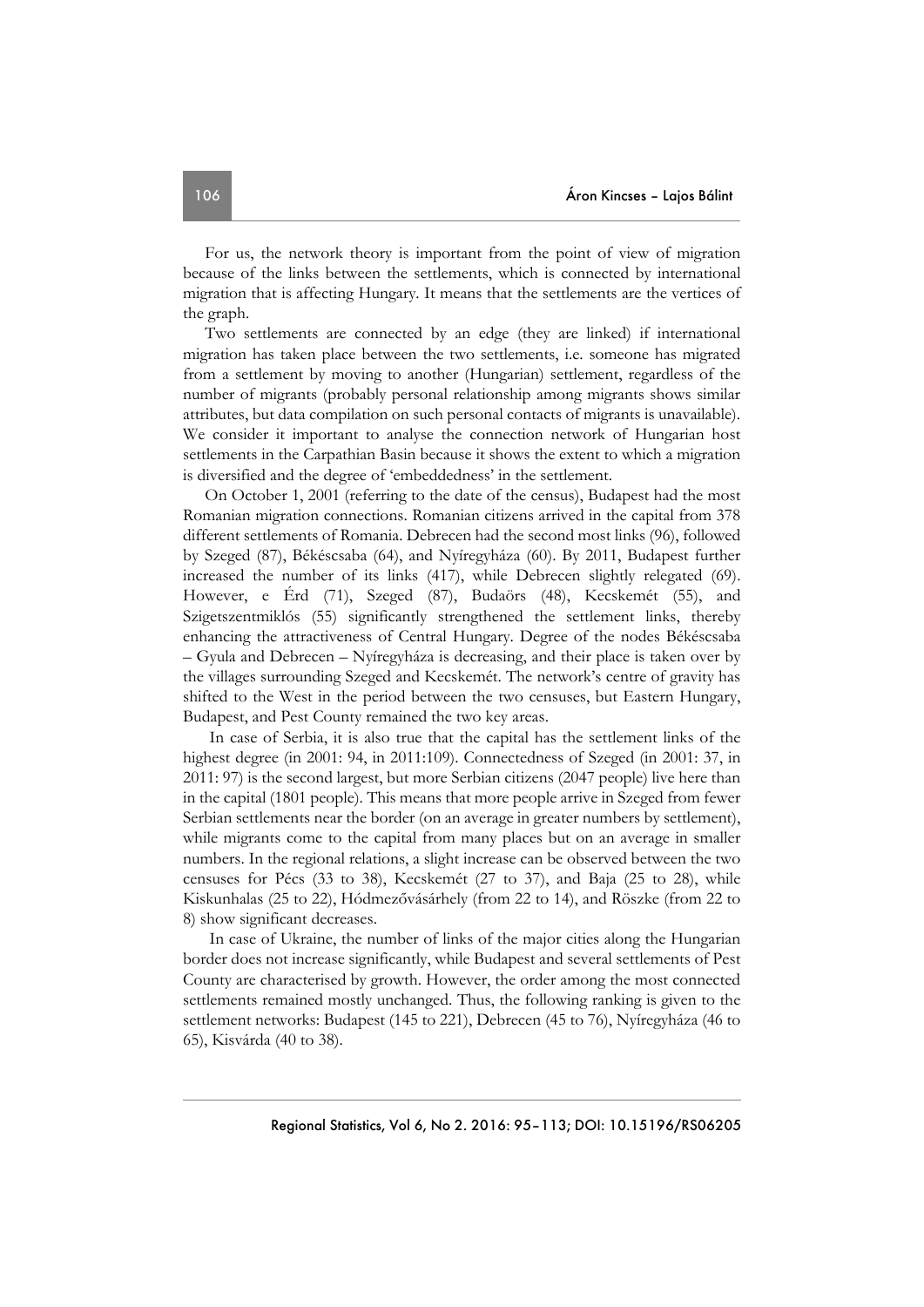For us, the network theory is important from the point of view of migration because of the links between the settlements, which is connected by international migration that is affecting Hungary. It means that the settlements are the vertices of the graph.

Two settlements are connected by an edge (they are linked) if international migration has taken place between the two settlements, i.e. someone has migrated from a settlement by moving to another (Hungarian) settlement, regardless of the number of migrants (probably personal relationship among migrants shows similar attributes, but data compilation on such personal contacts of migrants is unavailable). We consider it important to analyse the connection network of Hungarian host settlements in the Carpathian Basin because it shows the extent to which a migration is diversified and the degree of 'embeddedness' in the settlement.

On October 1, 2001 (referring to the date of the census), Budapest had the most Romanian migration connections. Romanian citizens arrived in the capital from 378 different settlements of Romania. Debrecen had the second most links (96), followed by Szeged (87), Békéscsaba (64), and Nyíregyháza (60). By 2011, Budapest further increased the number of its links (417), while Debrecen slightly relegated (69). However, e Érd (71), Szeged (87), Budaörs (48), Kecskemét (55), and Szigetszentmiklós (55) significantly strengthened the settlement links, thereby enhancing the attractiveness of Central Hungary. Degree of the nodes Békéscsaba – Gyula and Debrecen – Nyíregyháza is decreasing, and their place is taken over by the villages surrounding Szeged and Kecskemét. The network's centre of gravity has shifted to the West in the period between the two censuses, but Eastern Hungary, Budapest, and Pest County remained the two key areas.

In case of Serbia, it is also true that the capital has the settlement links of the highest degree (in 2001: 94, in 2011:109). Connectedness of Szeged (in 2001: 37, in 2011: 97) is the second largest, but more Serbian citizens (2047 people) live here than in the capital (1801 people). This means that more people arrive in Szeged from fewer Serbian settlements near the border (on an average in greater numbers by settlement), while migrants come to the capital from many places but on an average in smaller numbers. In the regional relations, a slight increase can be observed between the two censuses for Pécs (33 to 38), Kecskemét (27 to 37), and Baja (25 to 28), while Kiskunhalas (25 to 22), Hódmezővásárhely (from 22 to 14), and Röszke (from 22 to 8) show significant decreases.

In case of Ukraine, the number of links of the major cities along the Hungarian border does not increase significantly, while Budapest and several settlements of Pest County are characterised by growth. However, the order among the most connected settlements remained mostly unchanged. Thus, the following ranking is given to the settlement networks: Budapest (145 to 221), Debrecen (45 to 76), Nyíregyháza (46 to 65), Kisvárda (40 to 38).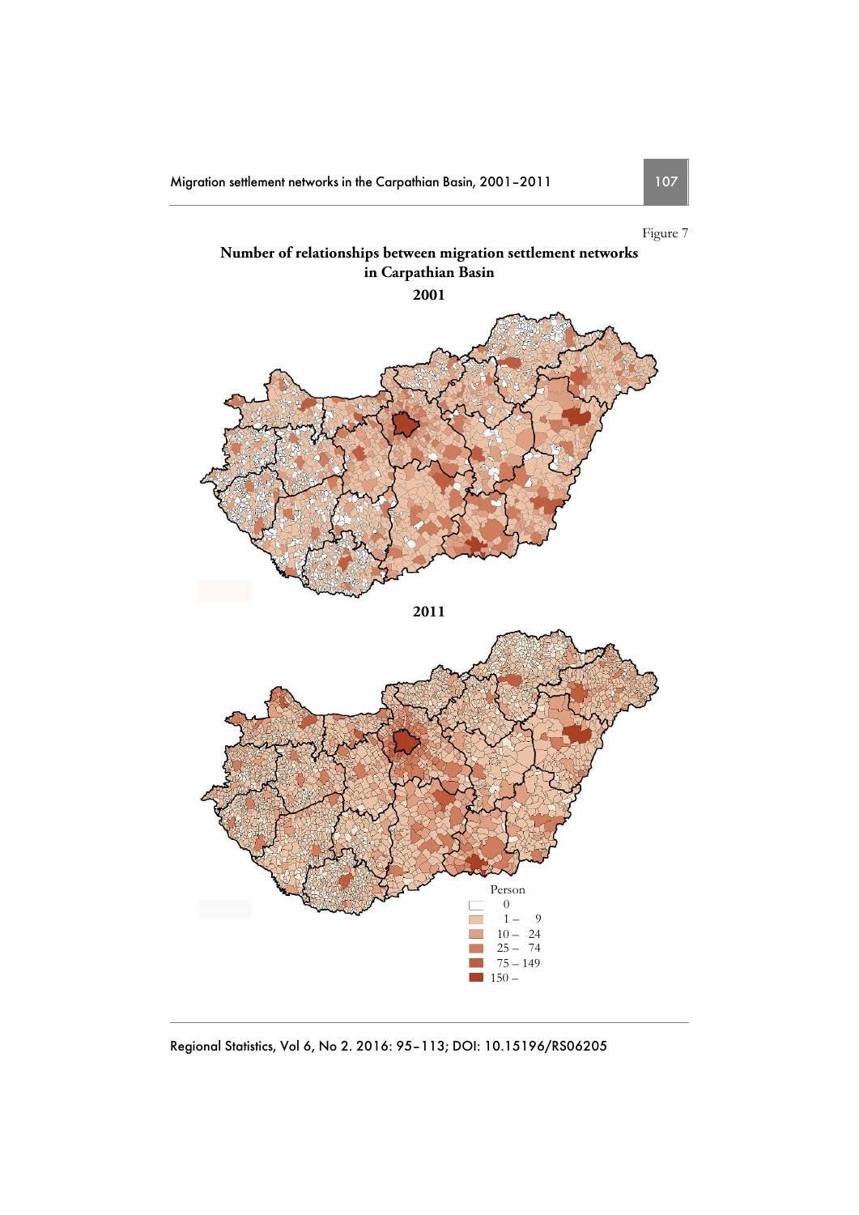Figure 7

**Number of relationships between migration settlement networks in Carpathian Basin**

**2001**

**2011**

Person

- 0
- 1 – 9
- 10 – 24
- 25 – 74
- 75 – 149
- 150 –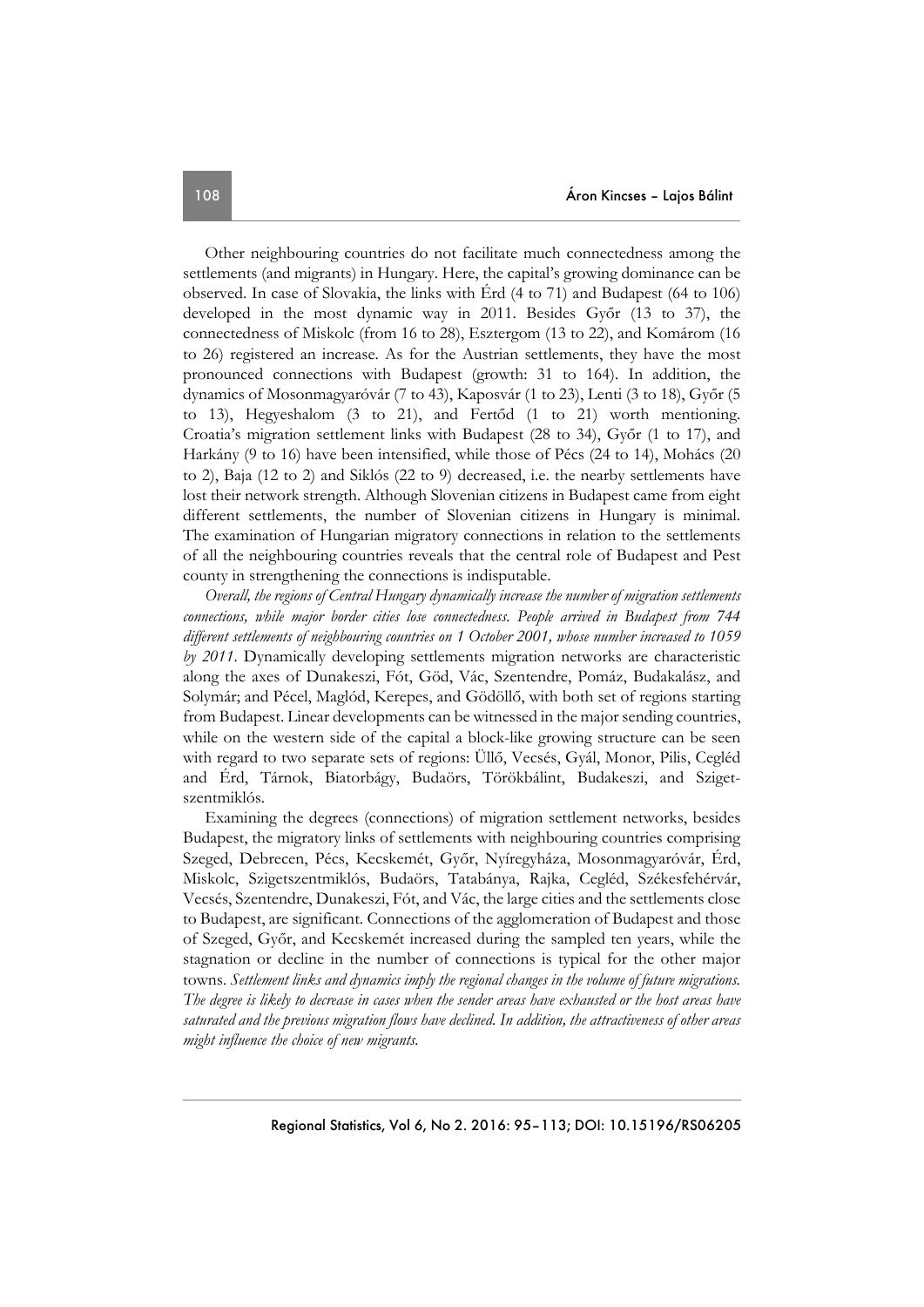Other neighbouring countries do not facilitate much connectedness among the settlements (and migrants) in Hungary. Here, the capital's growing dominance can be observed. In case of Slovakia, the links with Érd (4 to 71) and Budapest (64 to 106) developed in the most dynamic way in 2011. Besides Győr (13 to 37), the connectedness of Miskolc (from 16 to 28), Esztergom (13 to 22), and Komárom (16 to 26) registered an increase. As for the Austrian settlements, they have the most pronounced connections with Budapest (growth: 31 to 164). In addition, the dynamics of Mosonmagyaróvár (7 to 43), Kaposvár (1 to 23), Lenti (3 to 18), Győr (5 to 13), Hegyeshalom (3 to 21), and Fertőd (1 to 21) worth mentioning. Croatia's migration settlement links with Budapest (28 to 34), Győr (1 to 17), and Harkány (9 to 16) have been intensified, while those of Pécs (24 to 14), Mohács (20 to 2), Baja (12 to 2) and Siklós (22 to 9) decreased, i.e. the nearby settlements have lost their network strength. Although Slovenian citizens in Budapest came from eight different settlements, the number of Slovenian citizens in Hungary is minimal. The examination of Hungarian migratory connections in relation to the settlements of all the neighbouring countries reveals that the central role of Budapest and Pest county in strengthening the connections is indisputable.

*Overall, the regions of Central Hungary dynamically increase the number of migration settlements connections, while major border cities lose connectedness. People arrived in Budapest from 744 different settlements of neighbouring countries on 1 October 2001, whose number increased to 1059 by 2011.* Dynamically developing settlements migration networks are characteristic along the axes of Dunakeszi, Fót, Göd, Vác, Szentendre, Pomáz, Budakalász, and Solymár; and Pécel, Maglód, Kerepes, and Gödöllő, with both set of regions starting from Budapest. Linear developments can be witnessed in the major sending countries, while on the western side of the capital a block-like growing structure can be seen with regard to two separate sets of regions: Üllő, Vecsés, Gyál, Monor, Pilis, Cegléd and Érd, Tárnok, Biatorbágy, Budaörs, Törökbálint, Budakeszi, and Szigetszentmiklós.

Examining the degrees (connections) of migration settlement networks, besides Budapest, the migratory links of settlements with neighbouring countries comprising Szeged, Debrecen, Pécs, Kecskemét, Győr, Nyíregyháza, Mosonmagyaróvár, Érd, Miskolc, Szigetszentmiklós, Budaörs, Tatabánya, Rajka, Cegléd, Székesfehérvár, Vecsés, Szentendre, Dunakeszi, Fót, and Vác, the large cities and the settlements close to Budapest, are significant. Connections of the agglomeration of Budapest and those of Szeged, Győr, and Kecskemét increased during the sampled ten years, while the stagnation or decline in the number of connections is typical for the other major towns. *Settlement links and dynamics imply the regional changes in the volume of future migrations. The degree is likely to decrease in cases when the sender areas have exhausted or the host areas have saturated and the previous migration flows have declined. In addition, the attractiveness of other areas might influence the choice of new migrants.*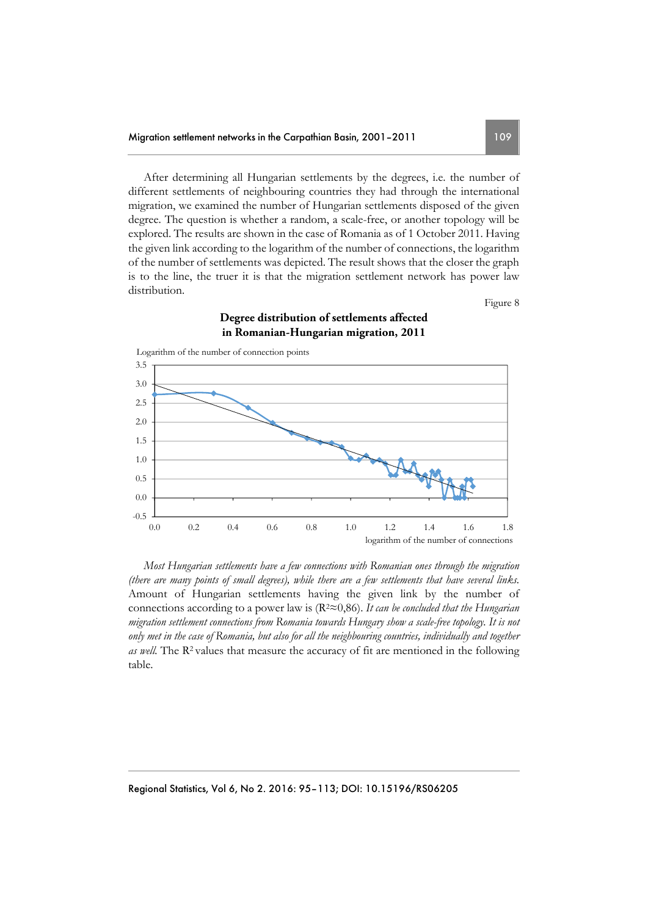After determining all Hungarian settlements by the degrees, i.e. the number of different settlements of neighbouring countries they had through the international migration, we examined the number of Hungarian settlements disposed of the given degree. The question is whether a random, a scale-free, or another topology will be explored. The results are shown in the case of Romania as of 1 October 2011. Having the given link according to the logarithm of the number of connections, the logarithm of the number of settlements was depicted. The result shows that the closer the graph is to the line, the truer it is that the migration settlement network has power law distribution.

Figure 8

**Degree distribution of settlements affected in Romanian-Hungarian migration, 2011**

*Most Hungarian settlements have a few connections with Romanian ones through the migration (there are many points of small degrees), while there are a few settlements that have several links.* Amount of Hungarian settlements having the given link by the number of connections according to a power law is ($R^2 \approx 0{,}86$). *It can be concluded that the Hungarian migration settlement connections from Romania towards Hungary show a scale-free topology. It is not only met in the case of Romania, but also for all the neighbouring countries, individually and together as well.* The $R^2$ values that measure the accuracy of fit are mentioned in the following table.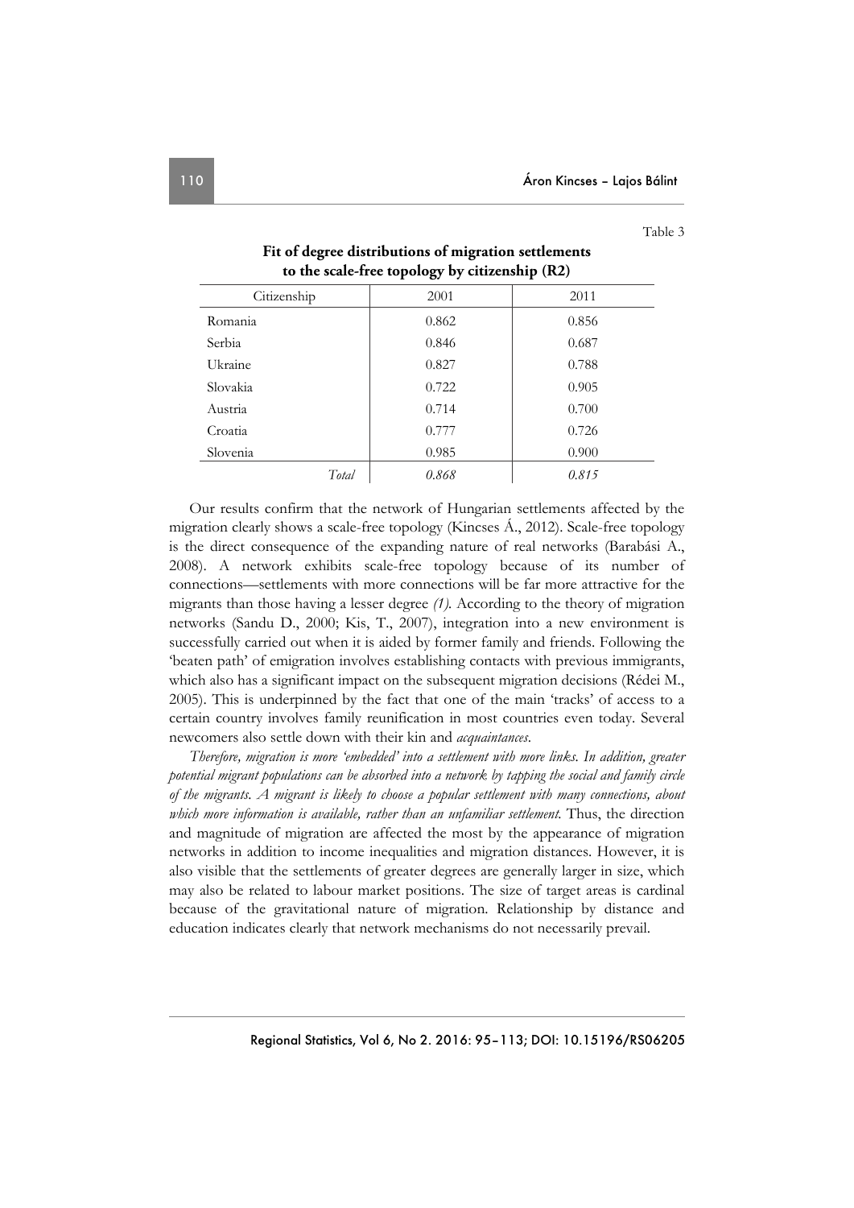Table 3

**Fit of degree distributions of migration settlements to the scale-free topology by citizenship (R2)**

| Citizenship | 2001 | 2011 |
|---|---|---|
| Romania | 0.862 | 0.856 |
| Serbia | 0.846 | 0.687 |
| Ukraine | 0.827 | 0.788 |
| Slovakia | 0.722 | 0.905 |
| Austria | 0.714 | 0.700 |
| Croatia | 0.777 | 0.726 |
| Slovenia | 0.985 | 0.900 |
| *Total* | *0.868* | *0.815* |

Our results confirm that the network of Hungarian settlements affected by the migration clearly shows a scale-free topology (Kincses Á., 2012). Scale-free topology is the direct consequence of the expanding nature of real networks (Barabási A., 2008). A network exhibits scale-free topology because of its number of connections—settlements with more connections will be far more attractive for the migrants than those having a lesser degree *(1)*. According to the theory of migration networks (Sandu D., 2000; Kis, T., 2007), integration into a new environment is successfully carried out when it is aided by former family and friends. Following the 'beaten path' of emigration involves establishing contacts with previous immigrants, which also has a significant impact on the subsequent migration decisions (Rédei M., 2005). This is underpinned by the fact that one of the main 'tracks' of access to a certain country involves family reunification in most countries even today. Several newcomers also settle down with their kin and *acquaintances*.

*Therefore, migration is more 'embedded' into a settlement with more links. In addition, greater potential migrant populations can be absorbed into a network by tapping the social and family circle of the migrants. A migrant is likely to choose a popular settlement with many connections, about which more information is available, rather than an unfamiliar settlement.* Thus, the direction and magnitude of migration are affected the most by the appearance of migration networks in addition to income inequalities and migration distances. However, it is also visible that the settlements of greater degrees are generally larger in size, which may also be related to labour market positions. The size of target areas is cardinal because of the gravitational nature of migration. Relationship by distance and education indicates clearly that network mechanisms do not necessarily prevail.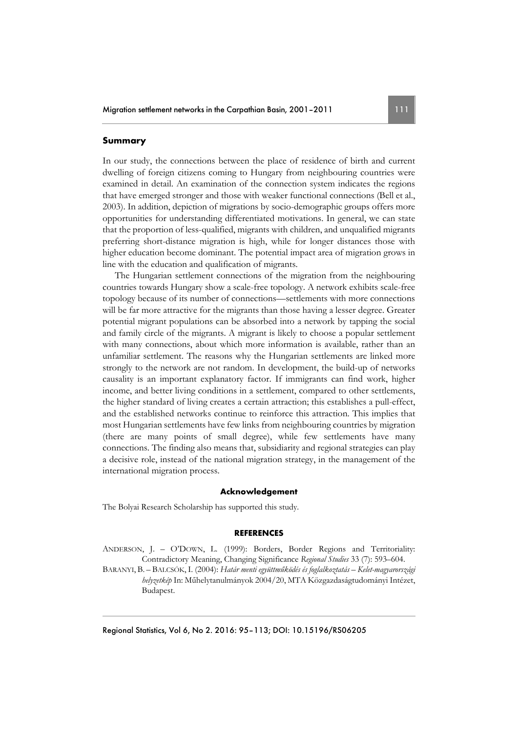## Summary

In our study, the connections between the place of residence of birth and current dwelling of foreign citizens coming to Hungary from neighbouring countries were examined in detail. An examination of the connection system indicates the regions that have emerged stronger and those with weaker functional connections (Bell et al., 2003). In addition, depiction of migrations by socio-demographic groups offers more opportunities for understanding differentiated motivations. In general, we can state that the proportion of less-qualified, migrants with children, and unqualified migrants preferring short-distance migration is high, while for longer distances those with higher education become dominant. The potential impact area of migration grows in line with the education and qualification of migrants.

The Hungarian settlement connections of the migration from the neighbouring countries towards Hungary show a scale-free topology. A network exhibits scale-free topology because of its number of connections—settlements with more connections will be far more attractive for the migrants than those having a lesser degree. Greater potential migrant populations can be absorbed into a network by tapping the social and family circle of the migrants. A migrant is likely to choose a popular settlement with many connections, about which more information is available, rather than an unfamiliar settlement. The reasons why the Hungarian settlements are linked more strongly to the network are not random. In development, the build-up of networks causality is an important explanatory factor. If immigrants can find work, higher income, and better living conditions in a settlement, compared to other settlements, the higher standard of living creates a certain attraction; this establishes a pull-effect, and the established networks continue to reinforce this attraction. This implies that most Hungarian settlements have few links from neighbouring countries by migration (there are many points of small degree), while few settlements have many connections. The finding also means that, subsidiarity and regional strategies can play a decisive role, instead of the national migration strategy, in the management of the international migration process.

### Acknowledgement

The Bolyai Research Scholarship has supported this study.

### REFERENCES

ANDERSON, J. – O'DOWN, L. (1999): Borders, Border Regions and Territoriality: Contradictory Meaning, Changing Significance *Regional Studies* 33 (7): 593–604.

BARANYI, B. – BALCSÓK, I. (2004): *Határ menti együttműködés és foglalkoztatás – Kelet-magyarországi helyzetkép* In: Műhelytanulmányok 2004/20, MTA Közgazdaságtudományi Intézet, Budapest.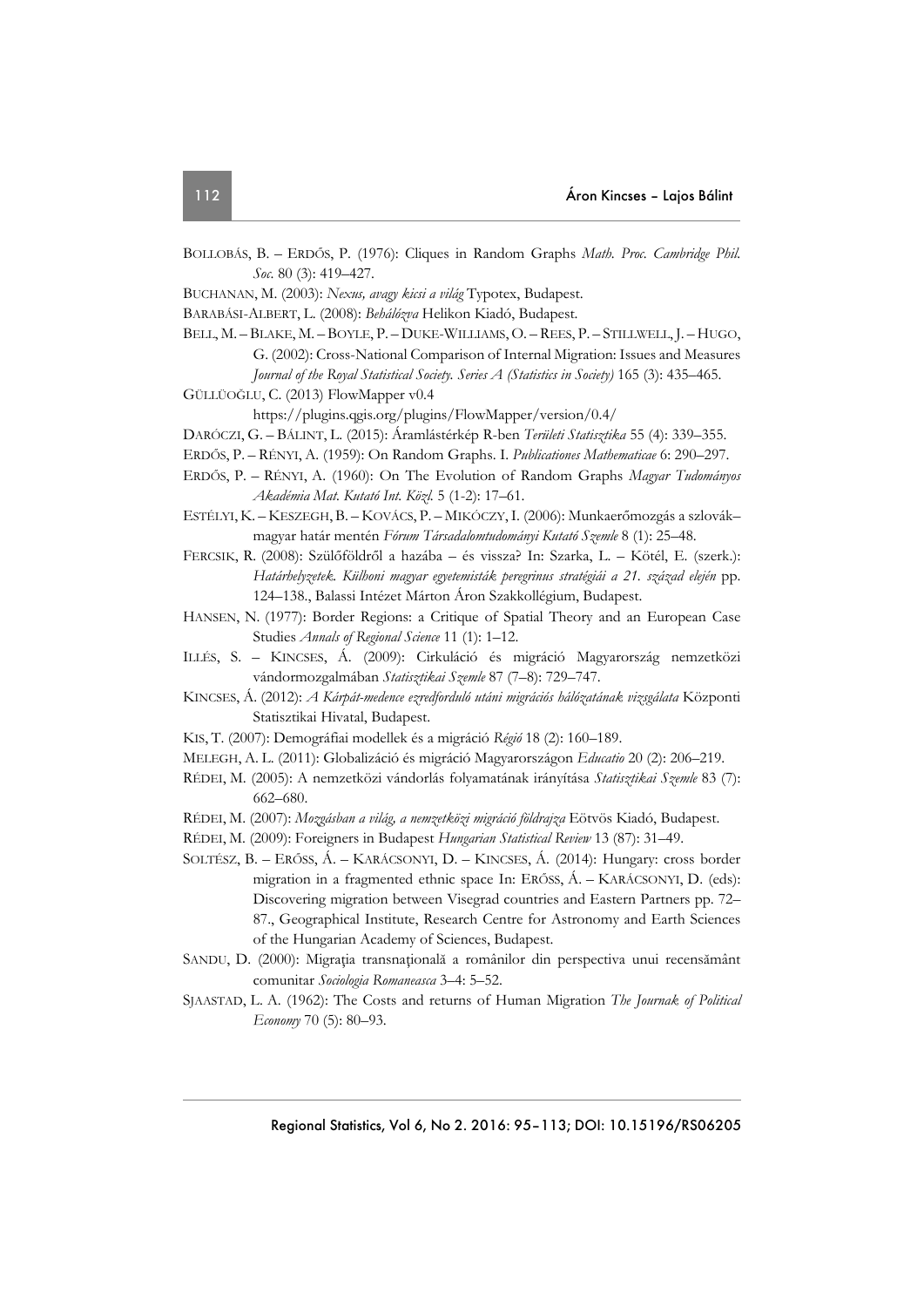BOLLOBÁS, B. – ERDŐS, P. (1976): Cliques in Random Graphs *Math. Proc. Cambridge Phil. Soc.* 80 (3): 419–427.

BUCHANAN, M. (2003): *Nexus, avagy kicsi a világ* Typotex, Budapest.

BARABÁSI-ALBERT, L. (2008): *Behálózva* Helikon Kiadó, Budapest.

BELL, M. – BLAKE, M. – BOYLE, P. – DUKE-WILLIAMS, O. – REES, P. – STILLWELL, J. – HUGO, G. (2002): Cross-National Comparison of Internal Migration: Issues and Measures *Journal of the Royal Statistical Society. Series A (Statistics in Society)* 165 (3): 435–465.

GÜLLÜOĞLU, C. (2013) FlowMapper v0.4 https://plugins.qgis.org/plugins/FlowMapper/version/0.4/

DARÓCZI, G. – BÁLINT, L. (2015): Áramlástérkép R-ben *Területi Statisztika* 55 (4): 339–355.

ERDŐS, P. – RÉNYI, A. (1959): On Random Graphs. I. *Publicationes Mathematicae* 6: 290–297.

ERDŐS, P. – RÉNYI, A. (1960): On The Evolution of Random Graphs *Magyar Tudományos Akadémia Mat. Kutató Int. Közl.* 5 (1-2): 17–61.

ESTÉLYI, K. – KESZEGH, B. – KOVÁCS, P. – MIKÓCZY, I. (2006): Munkaerőmozgás a szlovák–magyar határ mentén *Fórum Társadalomtudományi Kutató Szemle* 8 (1): 25–48.

FERCSIK, R. (2008): Szülőföldről a hazába – és vissza? In: Szarka, L. – Kötél, E. (szerk.): *Határhelyzetek. Külhoni magyar egyetemisták peregrinus stratégiái a 21. század elején* pp. 124–138., Balassi Intézet Márton Áron Szakkollégium, Budapest.

HANSEN, N. (1977): Border Regions: a Critique of Spatial Theory and an European Case Studies *Annals of Regional Science* 11 (1): 1–12.

ILLÉS, S. – KINCSES, Á. (2009): Cirkuláció és migráció Magyarország nemzetközi vándormozgalmában *Statisztikai Szemle* 87 (7–8): 729–747.

KINCSES, Á. (2012): *A Kárpát-medence ezredforduló utáni migrációs hálózatának vizsgálata* Központi Statisztikai Hivatal, Budapest.

KIS, T. (2007): Demográfiai modellek és a migráció *Régió* 18 (2): 160–189.

MELEGH, A. L. (2011): Globalizáció és migráció Magyarországon *Educatio* 20 (2): 206–219.

RÉDEI, M. (2005): A nemzetközi vándorlás folyamatának irányítása *Statisztikai Szemle* 83 (7): 662–680.

RÉDEI, M. (2007): *Mozgásban a világ, a nemzetközi migráció földrajza* Eötvös Kiadó, Budapest.

RÉDEI, M. (2009): Foreigners in Budapest *Hungarian Statistical Review* 13 (87): 31–49.

SOLTÉSZ, B. – ERŐSS, Á. – KARÁCSONYI, D. – KINCSES, Á. (2014): Hungary: cross border migration in a fragmented ethnic space In: ERŐSS, Á. – KARÁCSONYI, D. (eds): Discovering migration between Visegrad countries and Eastern Partners pp. 72–87., Geographical Institute, Research Centre for Astronomy and Earth Sciences of the Hungarian Academy of Sciences, Budapest.

SANDU, D. (2000): Migraţia transnaţională a românilor din perspectiva unui recensământ comunitar *Sociologia Romaneasca* 3–4: 5–52.

SJAASTAD, L. A. (1962): The Costs and returns of Human Migration *The Journak of Political Economy* 70 (5): 80–93.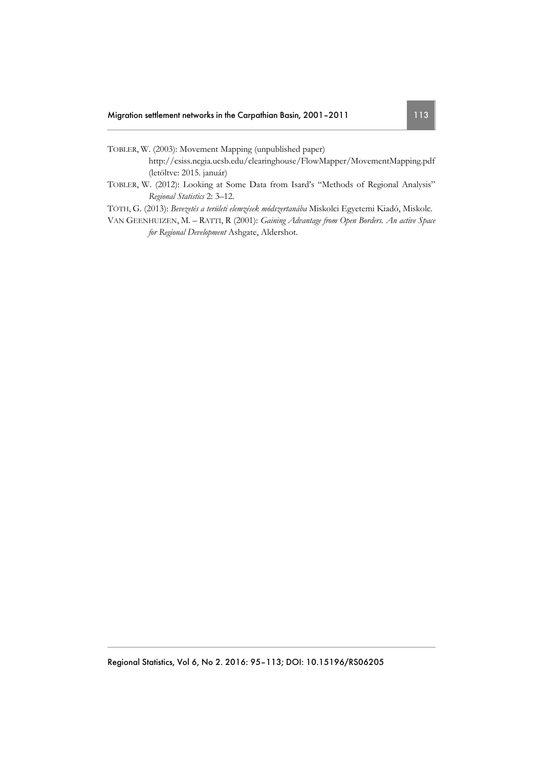TOBLER, W. (2003): Movement Mapping (unpublished paper) http://csiss.ncgia.ucsb.edu/clearinghouse/FlowMapper/MovementMapping.pdf (letöltve: 2015. január)

TOBLER, W. (2012): Looking at Some Data from Isard's "Methods of Regional Analysis" *Regional Statistics* 2: 3–12.

TÓTH, G. (2013): *Bevezetés a területi elemzések módszertanába* Miskolci Egyetemi Kiadó, Miskolc.

VAN GEENHUIZEN, M. – RATTI, R (2001): *Gaining Advantage from Open Borders. An active Space for Regional Development* Ashgate, Aldershot.